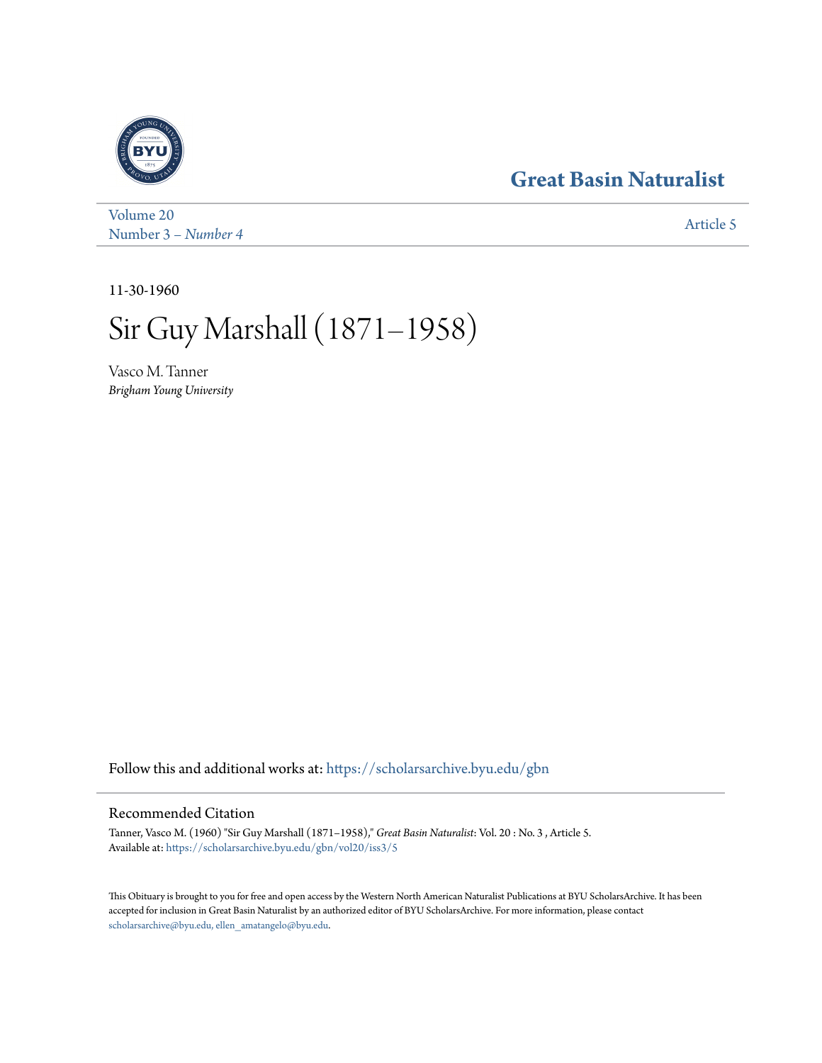# Great Basin Naturalist

Volume 20
Number 3 – *Number 4*

Article 5

11-30-1960

# Sir Guy Marshall (1871–1958)

Vasco M. Tanner
*Brigham Young University*

Follow this and additional works at: https://scholarsarchive.byu.edu/gbn

## Recommended Citation

Tanner, Vasco M. (1960) "Sir Guy Marshall (1871–1958)," *Great Basin Naturalist*: Vol. 20 : No. 3 , Article 5.
Available at: https://scholarsarchive.byu.edu/gbn/vol20/iss3/5

This Obituary is brought to you for free and open access by the Western North American Naturalist Publications at BYU ScholarsArchive. It has been accepted for inclusion in Great Basin Naturalist by an authorized editor of BYU ScholarsArchive. For more information, please contact scholarsarchive@byu.edu, ellen_amatangelo@byu.edu.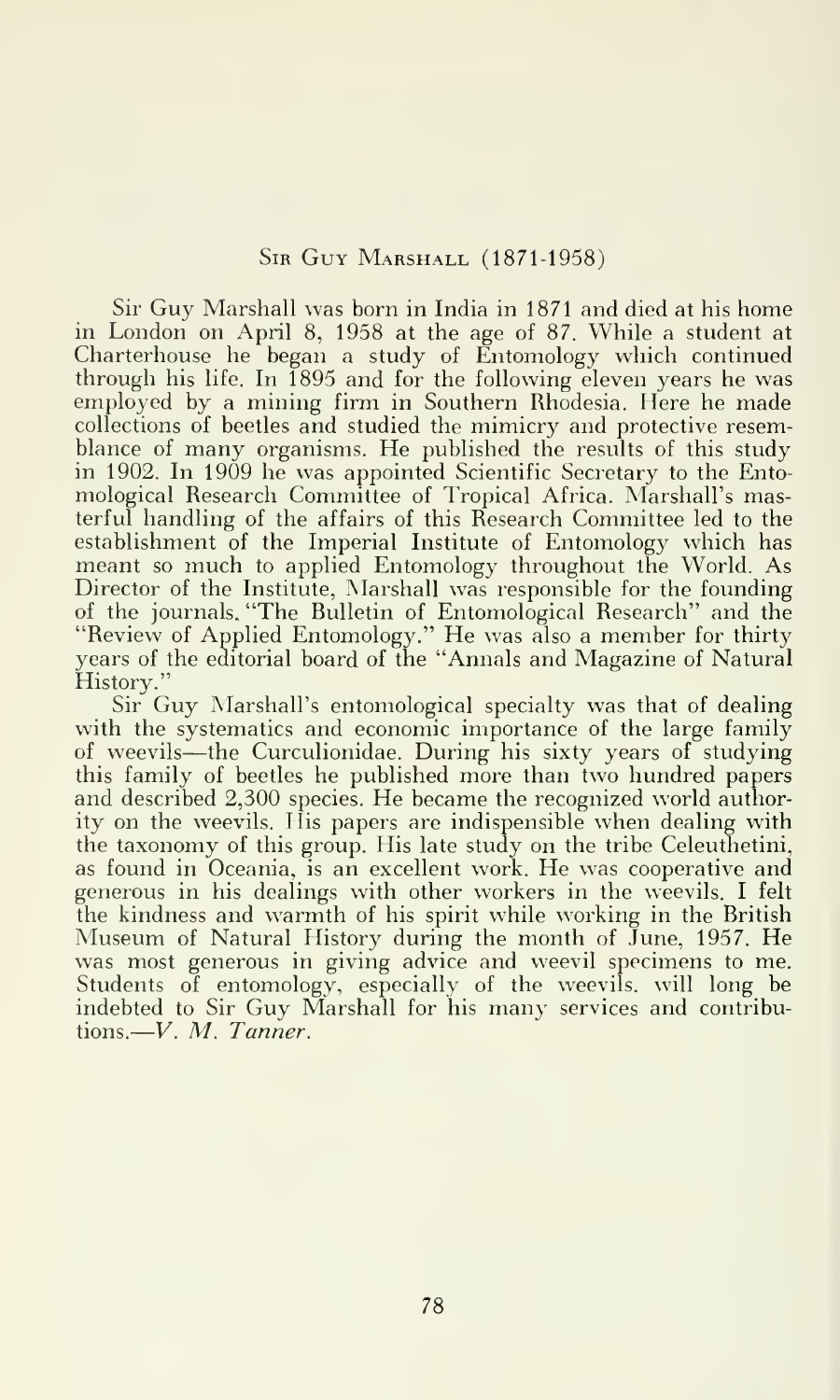## Sir Guy Marshall (1871-1958)

Sir Guy Marshall was born in India in 1871 and died at his home in London on April 8, 1958 at the age of 87. While a student at Charterhouse he began a study of Entomology which continued through his life. In 1895 and for the following eleven years he was employed by a mining firm in Southern Rhodesia. Here he made collections of beetles and studied the mimicry and protective resemblance of many organisms. He published the results of this study in 1902. In 1909 he was appointed Scientific Secretary to the Entomological Research Committee of Tropical Africa. Marshall's masterful handling of the affairs of this Research Committee led to the establishment of the Imperial Institute of Entomology which has meant so much to applied Entomology throughout the World. As Director of the Institute, Marshall was responsible for the founding of the journals, "The Bulletin of Entomological Research" and the "Review of Applied Entomology." He was also a member for thirty years of the editorial board of the "Annals and Magazine of Natural History."

Sir Guy Marshall's entomological specialty was that of dealing with the systematics and economic importance of the large family of weevils—the Curculionidae. During his sixty years of studying this family of beetles he published more than two hundred papers and described 2,300 species. He became the recognized world authority on the weevils. His papers are indispensible when dealing with the taxonomy of this group. His late study on the tribe Celeuthetini, as found in Oceania, is an excellent work. He was cooperative and generous in his dealings with other workers in the weevils. I felt the kindness and warmth of his spirit while working in the British Museum of Natural History during the month of June, 1957. He was most generous in giving advice and weevil specimens to me. Students of entomology, especially of the weevils, will long be indebted to Sir Guy Marshall for his many services and contributions.—*V. M. Tanner.*